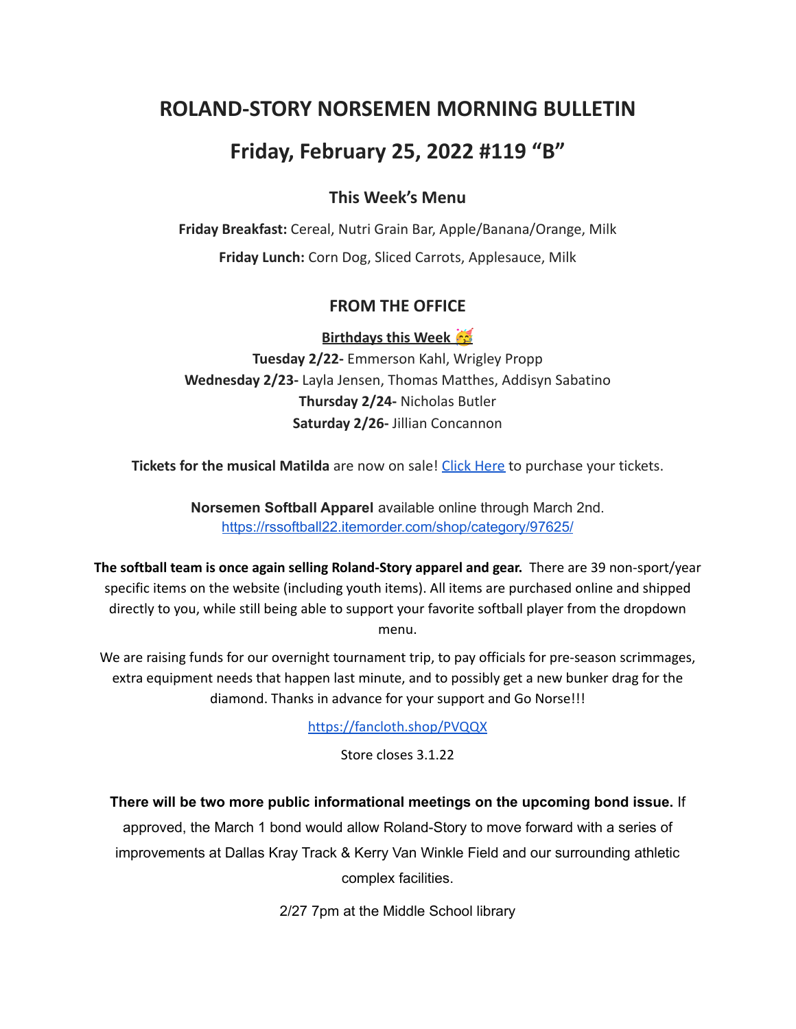# ROLAND-STORY NORSEMEN MORNING BULLETIN

# Friday, February 25, 2022 #119 "B"

### This Week's Menu

**Friday Breakfast:** Cereal, Nutri Grain Bar, Apple/Banana/Orange, Milk

**Friday Lunch:** Corn Dog, Sliced Carrots, Applesauce, Milk

### FROM THE OFFICE

**Birthdays this Week 🥳**

**Tuesday 2/22-** Emmerson Kahl, Wrigley Propp
**Wednesday 2/23-** Layla Jensen, Thomas Matthes, Addisyn Sabatino
**Thursday 2/24-** Nicholas Butler
**Saturday 2/26-** Jillian Concannon

**Tickets for the musical Matilda** are now on sale! Click Here to purchase your tickets.

**Norsemen Softball Apparel** available online through March 2nd.
https://rssoftball22.itemorder.com/shop/category/97625/

**The softball team is once again selling Roland-Story apparel and gear.** There are 39 non-sport/year specific items on the website (including youth items). All items are purchased online and shipped directly to you, while still being able to support your favorite softball player from the dropdown menu.

We are raising funds for our overnight tournament trip, to pay officials for pre-season scrimmages, extra equipment needs that happen last minute, and to possibly get a new bunker drag for the diamond. Thanks in advance for your support and Go Norse!!!

https://fancloth.shop/PVQQX

Store closes 3.1.22

**There will be two more public informational meetings on the upcoming bond issue.** If approved, the March 1 bond would allow Roland-Story to move forward with a series of improvements at Dallas Kray Track & Kerry Van Winkle Field and our surrounding athletic complex facilities.

2/27 7pm at the Middle School library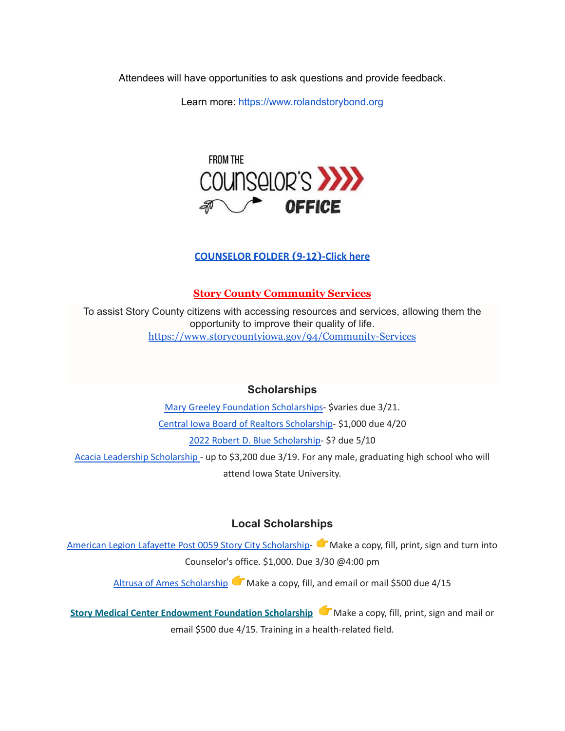Attendees will have opportunities to ask questions and provide feedback.

Learn more: https://www.rolandstorybond.org

FROM THE COUNSELOR'S OFFICE

**COUNSELOR FOLDER (9-12)-Click here**

**Story County Community Services**

To assist Story County citizens with accessing resources and services, allowing them the opportunity to improve their quality of life.
https://www.storycountyiowa.gov/94/Community-Services

## Scholarships

Mary Greeley Foundation Scholarships- $varies due 3/21.

Central Iowa Board of Realtors Scholarship- $1,000 due 4/20

2022 Robert D. Blue Scholarship- $? due 5/10

Acacia Leadership Scholarship - up to $3,200 due 3/19. For any male, graduating high school who will attend Iowa State University.

## Local Scholarships

American Legion Lafayette Post 0059 Story City Scholarship- 👉Make a copy, fill, print, sign and turn into Counselor's office. $1,000. Due 3/30 @4:00 pm

Altrusa of Ames Scholarship 👉Make a copy, fill, and email or mail $500 due 4/15

**Story Medical Center Endowment Foundation Scholarship** 👉Make a copy, fill, print, sign and mail or email $500 due 4/15. Training in a health-related field.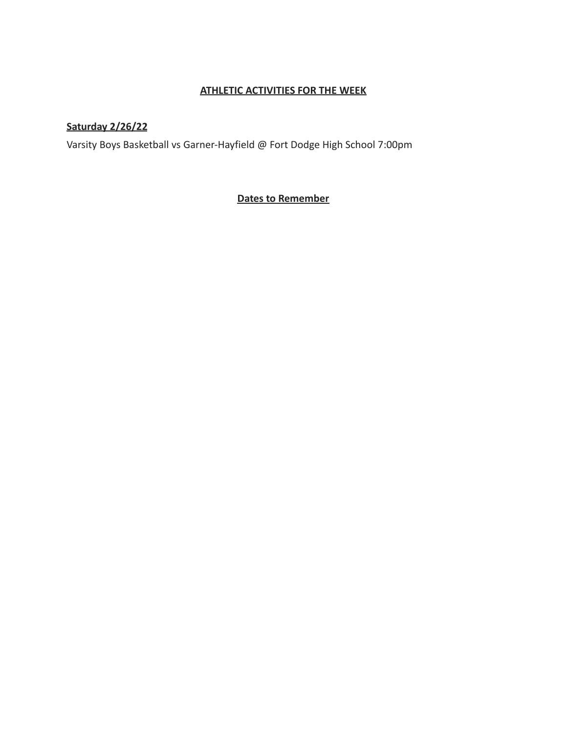## ATHLETIC ACTIVITIES FOR THE WEEK

**Saturday 2/26/22**

Varsity Boys Basketball vs Garner-Hayfield @ Fort Dodge High School 7:00pm

## Dates to Remember